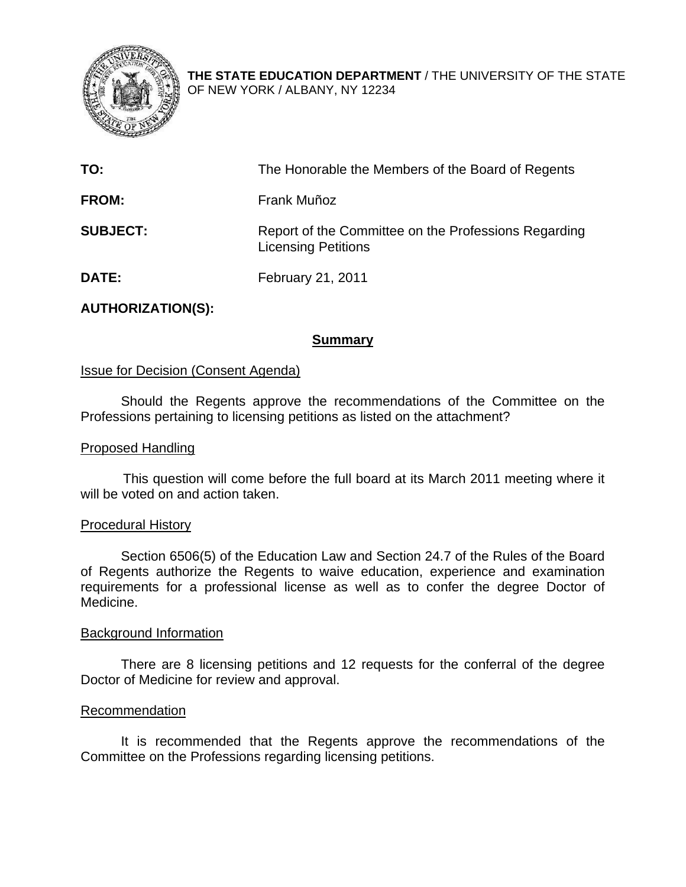**THE STATE EDUCATION DEPARTMENT** / THE UNIVERSITY OF THE STATE OF NEW YORK / ALBANY, NY 12234

| | |
|---|---|
| **TO:** | The Honorable the Members of the Board of Regents |
| **FROM:** | Frank Muñoz |
| **SUBJECT:** | Report of the Committee on the Professions Regarding Licensing Petitions |
| **DATE:** | February 21, 2011 |

**AUTHORIZATION(S):**

## Summary

Issue for Decision (Consent Agenda)

Should the Regents approve the recommendations of the Committee on the Professions pertaining to licensing petitions as listed on the attachment?

Proposed Handling

This question will come before the full board at its March 2011 meeting where it will be voted on and action taken.

Procedural History

Section 6506(5) of the Education Law and Section 24.7 of the Rules of the Board of Regents authorize the Regents to waive education, experience and examination requirements for a professional license as well as to confer the degree Doctor of Medicine.

Background Information

There are 8 licensing petitions and 12 requests for the conferral of the degree Doctor of Medicine for review and approval.

Recommendation

It is recommended that the Regents approve the recommendations of the Committee on the Professions regarding licensing petitions.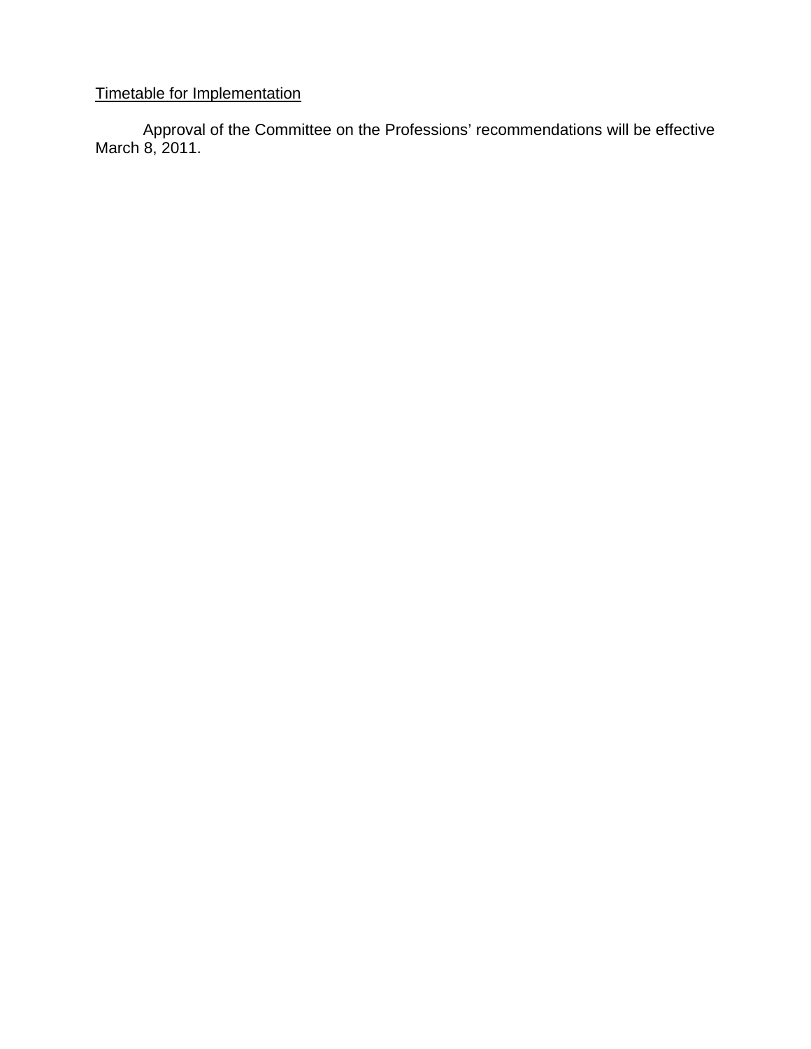<u>Timetable for Implementation</u>

Approval of the Committee on the Professions' recommendations will be effective March 8, 2011.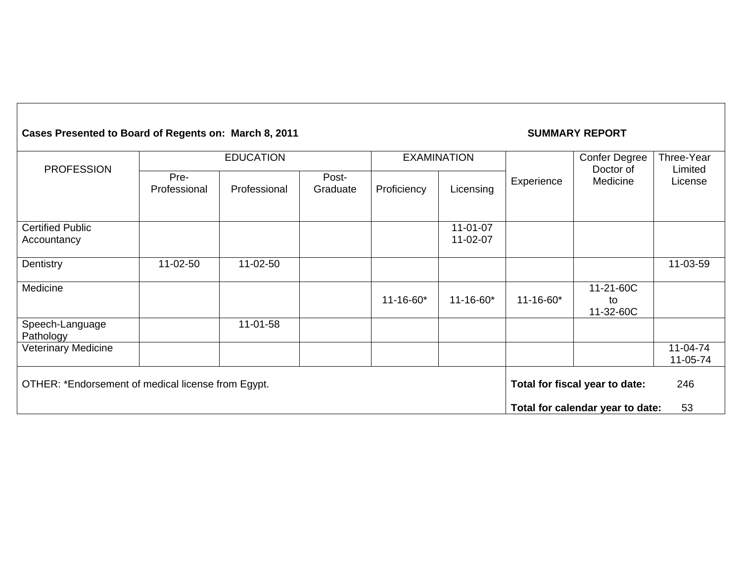**Cases Presented to Board of Regents on: March 8, 2011** **SUMMARY REPORT**

| PROFESSION | EDUCATION | | | EXAMINATION | | Experience | Confer Degree Doctor of Medicine | Three-Year Limited License |
|---|---|---|---|---|---|---|---|---|
| | Pre-Professional | Professional | Post-Graduate | Proficiency | Licensing | | | |
| Certified Public Accountancy | | | | | 11-01-07<br>11-02-07 | | | |
| Dentistry | 11-02-50 | 11-02-50 | | | | | | 11-03-59 |
| Medicine | | | | 11-16-60* | 11-16-60* | 11-16-60* | 11-21-60C to 11-32-60C | |
| Speech-Language Pathology | | 11-01-58 | | | | | | |
| Veterinary Medicine | | | | | | | | 11-04-74<br>11-05-74 |

OTHER: *Endorsement of medical license from Egypt.

**Total for fiscal year to date:** 246

**Total for calendar year to date:** 53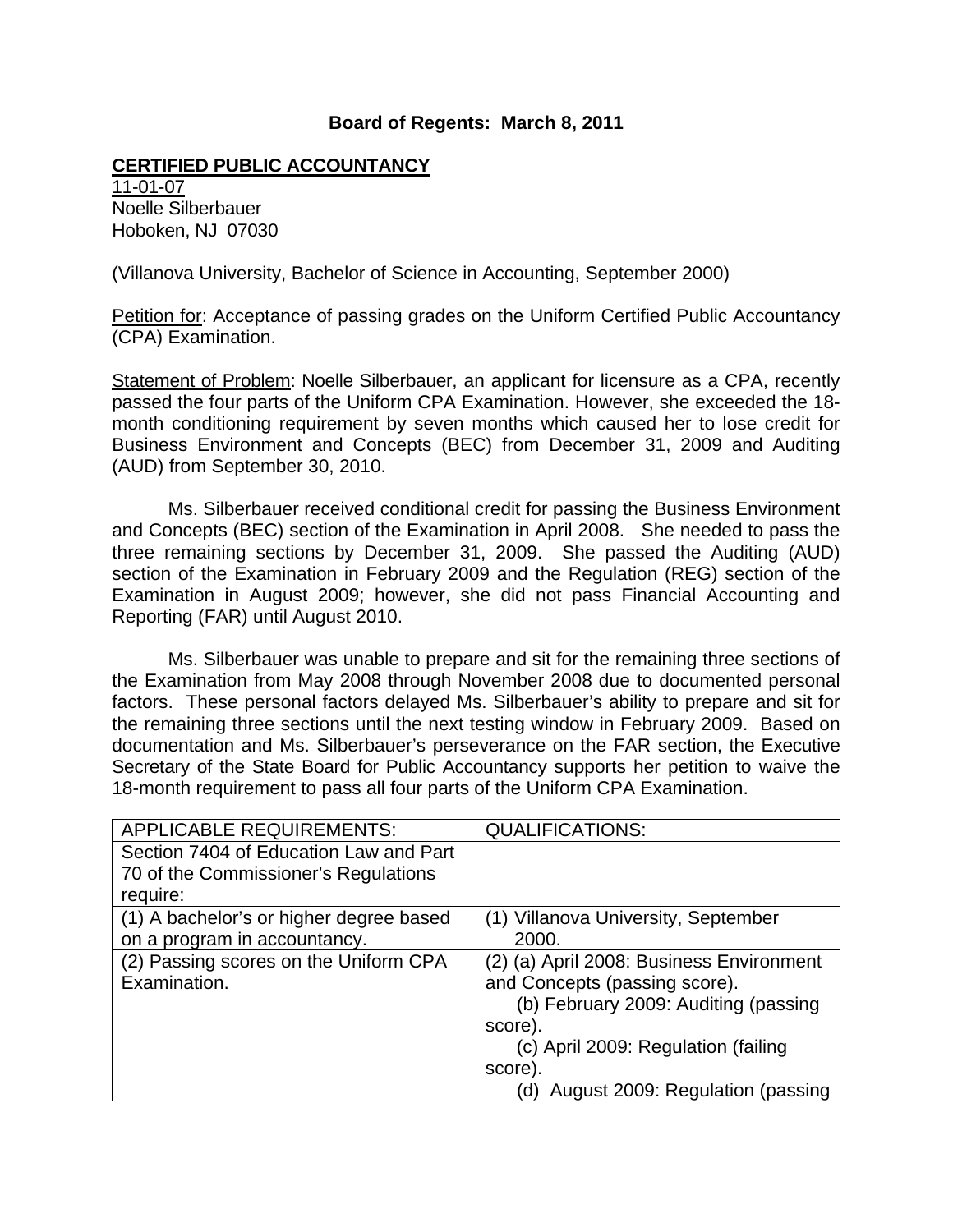**Board of Regents: March 8, 2011**

**CERTIFIED PUBLIC ACCOUNTANCY**

11-01-07
Noelle Silberbauer
Hoboken, NJ 07030

(Villanova University, Bachelor of Science in Accounting, September 2000)

Petition for: Acceptance of passing grades on the Uniform Certified Public Accountancy (CPA) Examination.

Statement of Problem: Noelle Silberbauer, an applicant for licensure as a CPA, recently passed the four parts of the Uniform CPA Examination. However, she exceeded the 18-month conditioning requirement by seven months which caused her to lose credit for Business Environment and Concepts (BEC) from December 31, 2009 and Auditing (AUD) from September 30, 2010.

Ms. Silberbauer received conditional credit for passing the Business Environment and Concepts (BEC) section of the Examination in April 2008. She needed to pass the three remaining sections by December 31, 2009. She passed the Auditing (AUD) section of the Examination in February 2009 and the Regulation (REG) section of the Examination in August 2009; however, she did not pass Financial Accounting and Reporting (FAR) until August 2010.

Ms. Silberbauer was unable to prepare and sit for the remaining three sections of the Examination from May 2008 through November 2008 due to documented personal factors. These personal factors delayed Ms. Silberbauer's ability to prepare and sit for the remaining three sections until the next testing window in February 2009. Based on documentation and Ms. Silberbauer's perseverance on the FAR section, the Executive Secretary of the State Board for Public Accountancy supports her petition to waive the 18-month requirement to pass all four parts of the Uniform CPA Examination.

| APPLICABLE REQUIREMENTS: | QUALIFICATIONS: |
|---|---|
| Section 7404 of Education Law and Part 70 of the Commissioner's Regulations require: | |
| (1) A bachelor's or higher degree based on a program in accountancy. | (1) Villanova University, September 2000. |
| (2) Passing scores on the Uniform CPA Examination. | (2) (a) April 2008: Business Environment and Concepts (passing score).<br>(b) February 2009: Auditing (passing score).<br>(c) April 2009: Regulation (failing score).<br>(d) August 2009: Regulation (passing |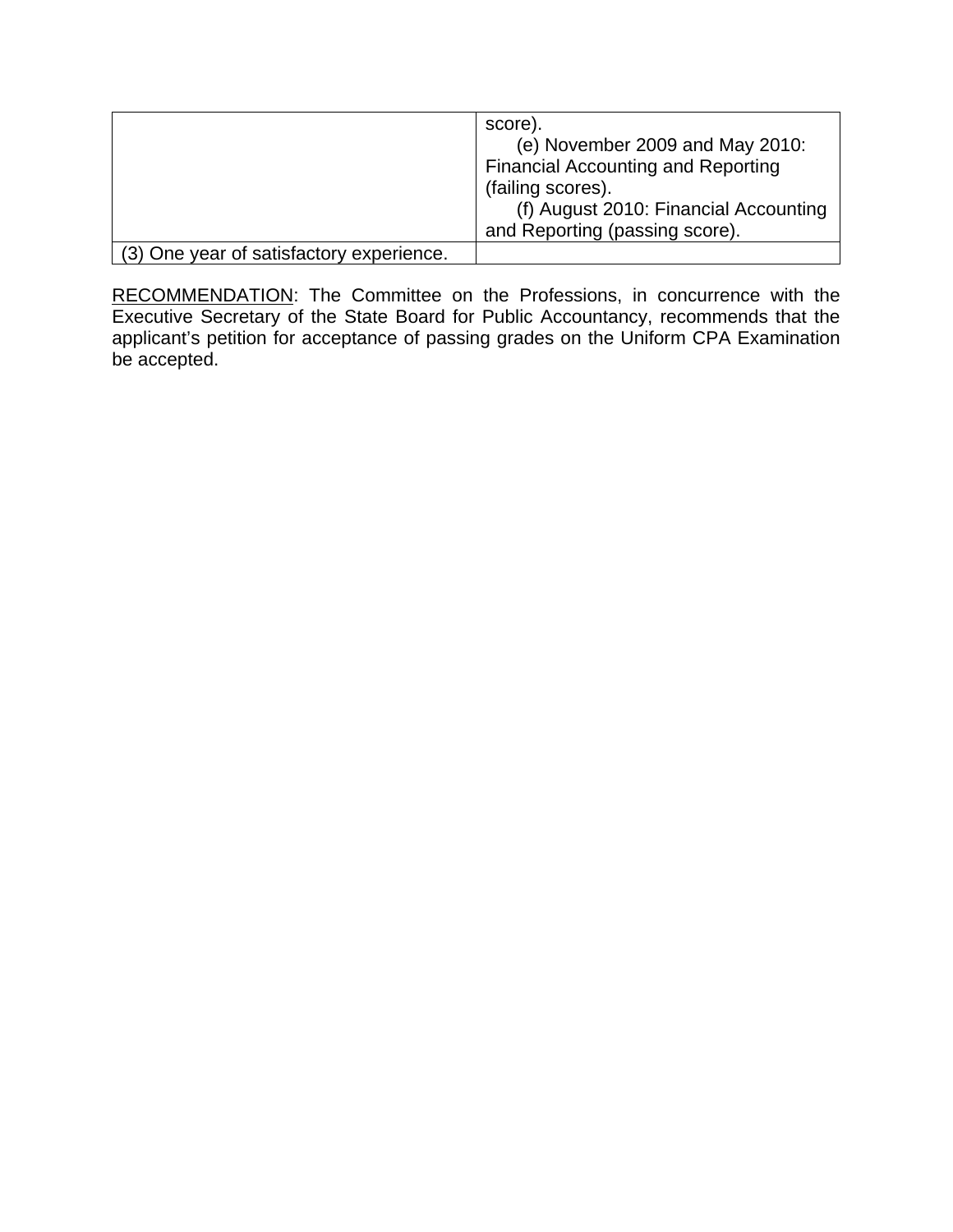| | |
|---|---|
| | score).<br>(e) November 2009 and May 2010: Financial Accounting and Reporting (failing scores).<br>(f) August 2010: Financial Accounting and Reporting (passing score). |
| (3) One year of satisfactory experience. | |

RECOMMENDATION: The Committee on the Professions, in concurrence with the Executive Secretary of the State Board for Public Accountancy, recommends that the applicant's petition for acceptance of passing grades on the Uniform CPA Examination be accepted.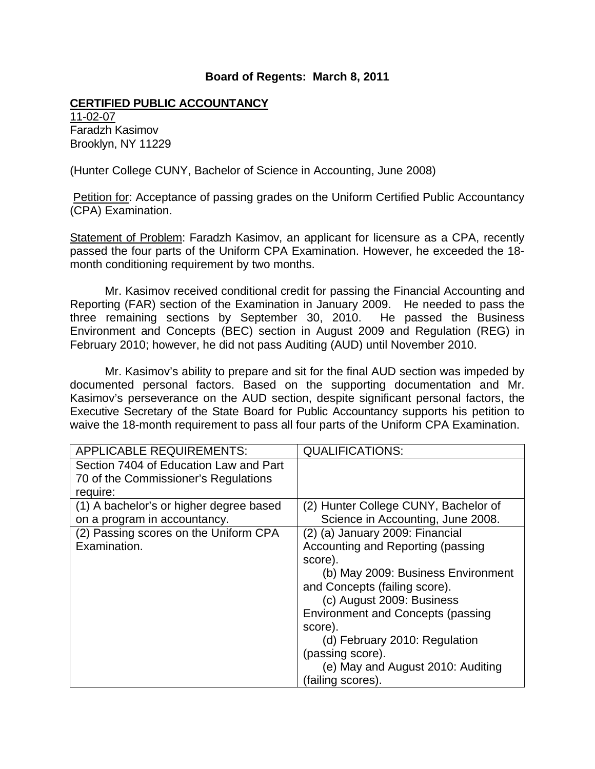**Board of Regents: March 8, 2011**

**CERTIFIED PUBLIC ACCOUNTANCY**

11-02-07
Faradzh Kasimov
Brooklyn, NY 11229

(Hunter College CUNY, Bachelor of Science in Accounting, June 2008)

Petition for: Acceptance of passing grades on the Uniform Certified Public Accountancy (CPA) Examination.

Statement of Problem: Faradzh Kasimov, an applicant for licensure as a CPA, recently passed the four parts of the Uniform CPA Examination. However, he exceeded the 18-month conditioning requirement by two months.

Mr. Kasimov received conditional credit for passing the Financial Accounting and Reporting (FAR) section of the Examination in January 2009. He needed to pass the three remaining sections by September 30, 2010. He passed the Business Environment and Concepts (BEC) section in August 2009 and Regulation (REG) in February 2010; however, he did not pass Auditing (AUD) until November 2010.

Mr. Kasimov's ability to prepare and sit for the final AUD section was impeded by documented personal factors. Based on the supporting documentation and Mr. Kasimov's perseverance on the AUD section, despite significant personal factors, the Executive Secretary of the State Board for Public Accountancy supports his petition to waive the 18-month requirement to pass all four parts of the Uniform CPA Examination.

| APPLICABLE REQUIREMENTS: | QUALIFICATIONS: |
|---|---|
| Section 7404 of Education Law and Part 70 of the Commissioner's Regulations require: | |
| (1) A bachelor's or higher degree based on a program in accountancy. | (2) Hunter College CUNY, Bachelor of Science in Accounting, June 2008. |
| (2) Passing scores on the Uniform CPA Examination. | (2) (a) January 2009: Financial Accounting and Reporting (passing score).<br>(b) May 2009: Business Environment and Concepts (failing score).<br>(c) August 2009: Business Environment and Concepts (passing score).<br>(d) February 2010: Regulation (passing score).<br>(e) May and August 2010: Auditing (failing scores). |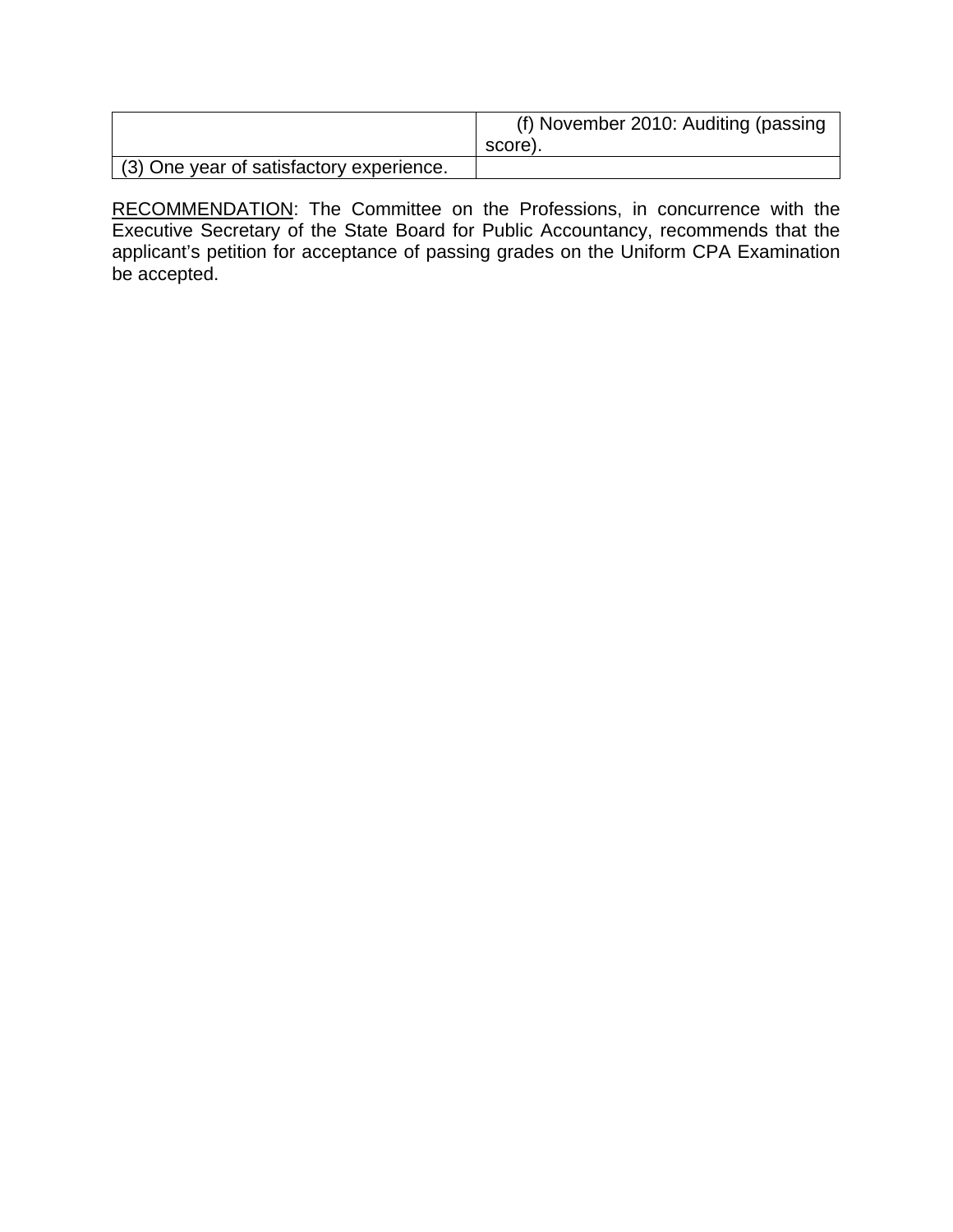| | |
|---|---|
| | (f) November 2010: Auditing (passing score). |
| (3) One year of satisfactory experience. | |

RECOMMENDATION: The Committee on the Professions, in concurrence with the Executive Secretary of the State Board for Public Accountancy, recommends that the applicant's petition for acceptance of passing grades on the Uniform CPA Examination be accepted.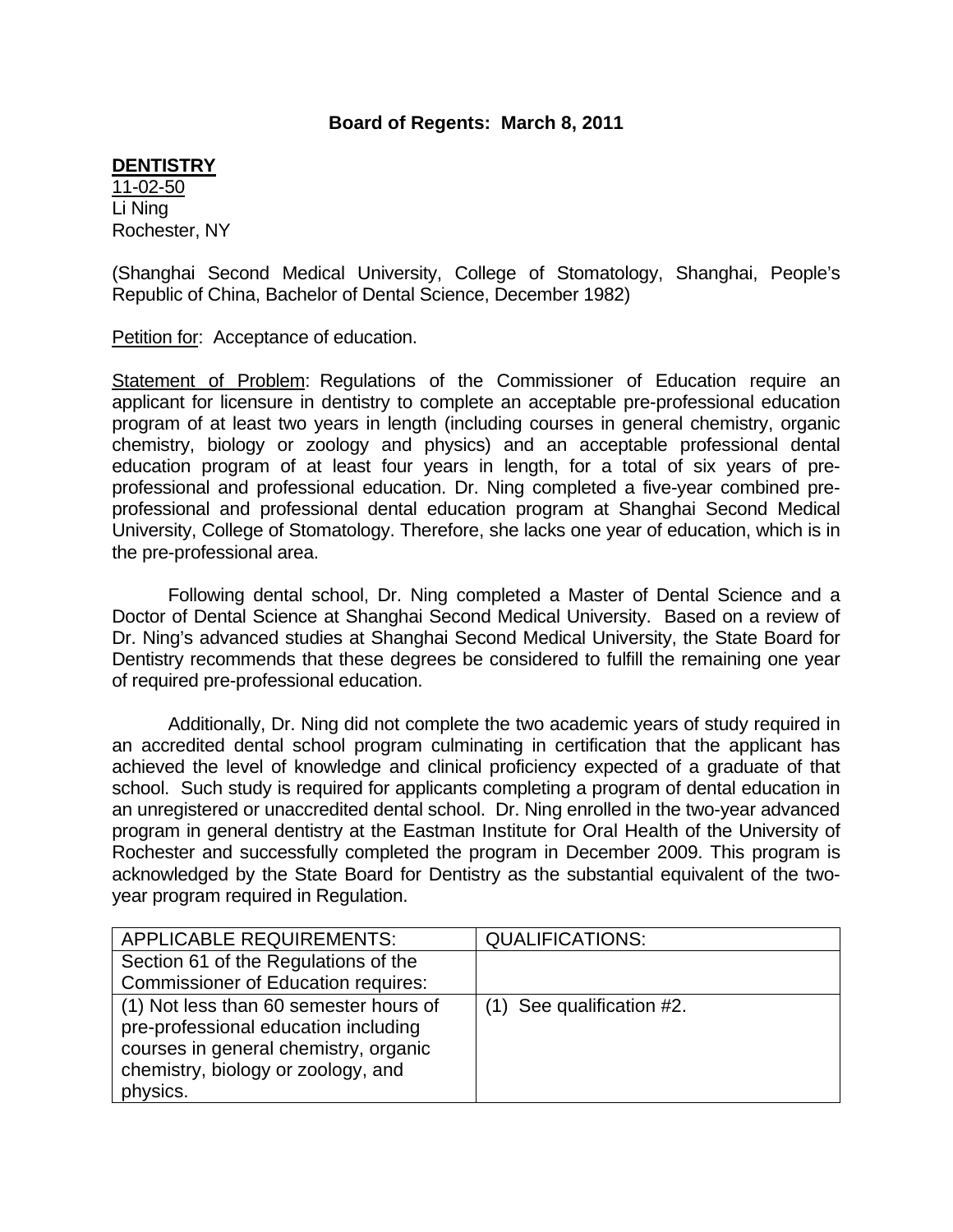**Board of Regents: March 8, 2011**

**DENTISTRY**

11-02-50
Li Ning
Rochester, NY

(Shanghai Second Medical University, College of Stomatology, Shanghai, People's Republic of China, Bachelor of Dental Science, December 1982)

Petition for: Acceptance of education.

Statement of Problem: Regulations of the Commissioner of Education require an applicant for licensure in dentistry to complete an acceptable pre-professional education program of at least two years in length (including courses in general chemistry, organic chemistry, biology or zoology and physics) and an acceptable professional dental education program of at least four years in length, for a total of six years of pre-professional and professional education. Dr. Ning completed a five-year combined pre-professional and professional dental education program at Shanghai Second Medical University, College of Stomatology. Therefore, she lacks one year of education, which is in the pre-professional area.

Following dental school, Dr. Ning completed a Master of Dental Science and a Doctor of Dental Science at Shanghai Second Medical University. Based on a review of Dr. Ning's advanced studies at Shanghai Second Medical University, the State Board for Dentistry recommends that these degrees be considered to fulfill the remaining one year of required pre-professional education.

Additionally, Dr. Ning did not complete the two academic years of study required in an accredited dental school program culminating in certification that the applicant has achieved the level of knowledge and clinical proficiency expected of a graduate of that school. Such study is required for applicants completing a program of dental education in an unregistered or unaccredited dental school. Dr. Ning enrolled in the two-year advanced program in general dentistry at the Eastman Institute for Oral Health of the University of Rochester and successfully completed the program in December 2009. This program is acknowledged by the State Board for Dentistry as the substantial equivalent of the two-year program required in Regulation.

| APPLICABLE REQUIREMENTS: | QUALIFICATIONS: |
|---|---|
| Section 61 of the Regulations of the Commissioner of Education requires: | |
| (1) Not less than 60 semester hours of pre-professional education including courses in general chemistry, organic chemistry, biology or zoology, and physics. | (1) See qualification #2. |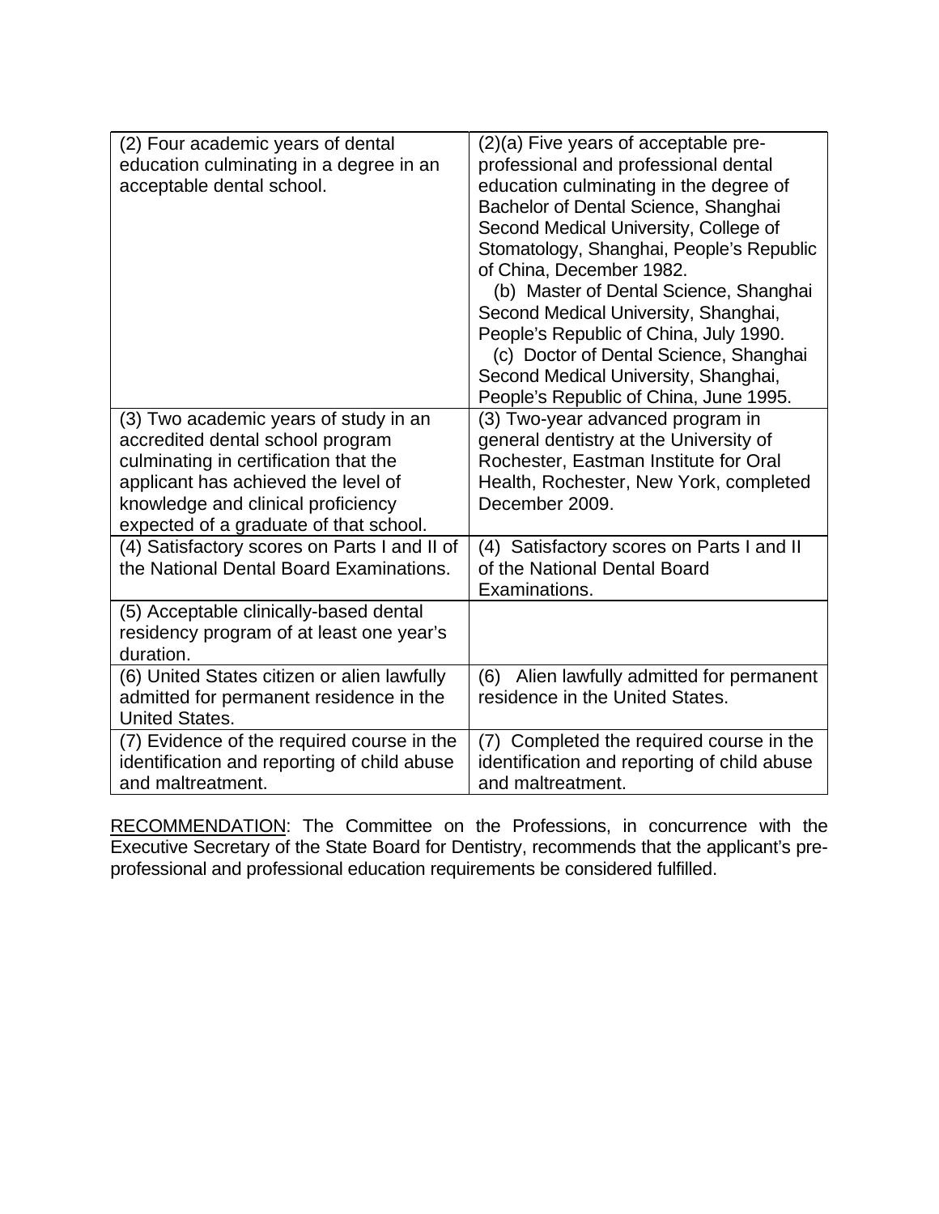| (2) Four academic years of dental education culminating in a degree in an acceptable dental school. | (2)(a) Five years of acceptable pre-professional and professional dental education culminating in the degree of Bachelor of Dental Science, Shanghai Second Medical University, College of Stomatology, Shanghai, People's Republic of China, December 1982.<br>(b) Master of Dental Science, Shanghai Second Medical University, Shanghai, People's Republic of China, July 1990.<br>(c) Doctor of Dental Science, Shanghai Second Medical University, Shanghai, People's Republic of China, June 1995. |
|---|---|
| (3) Two academic years of study in an accredited dental school program culminating in certification that the applicant has achieved the level of knowledge and clinical proficiency expected of a graduate of that school. | (3) Two-year advanced program in general dentistry at the University of Rochester, Eastman Institute for Oral Health, Rochester, New York, completed December 2009. |
| (4) Satisfactory scores on Parts I and II of the National Dental Board Examinations. | (4) Satisfactory scores on Parts I and II of the National Dental Board Examinations. |
| (5) Acceptable clinically-based dental residency program of at least one year's duration. | |
| (6) United States citizen or alien lawfully admitted for permanent residence in the United States. | (6) Alien lawfully admitted for permanent residence in the United States. |
| (7) Evidence of the required course in the identification and reporting of child abuse and maltreatment. | (7) Completed the required course in the identification and reporting of child abuse and maltreatment. |

RECOMMENDATION: The Committee on the Professions, in concurrence with the Executive Secretary of the State Board for Dentistry, recommends that the applicant's pre-professional and professional education requirements be considered fulfilled.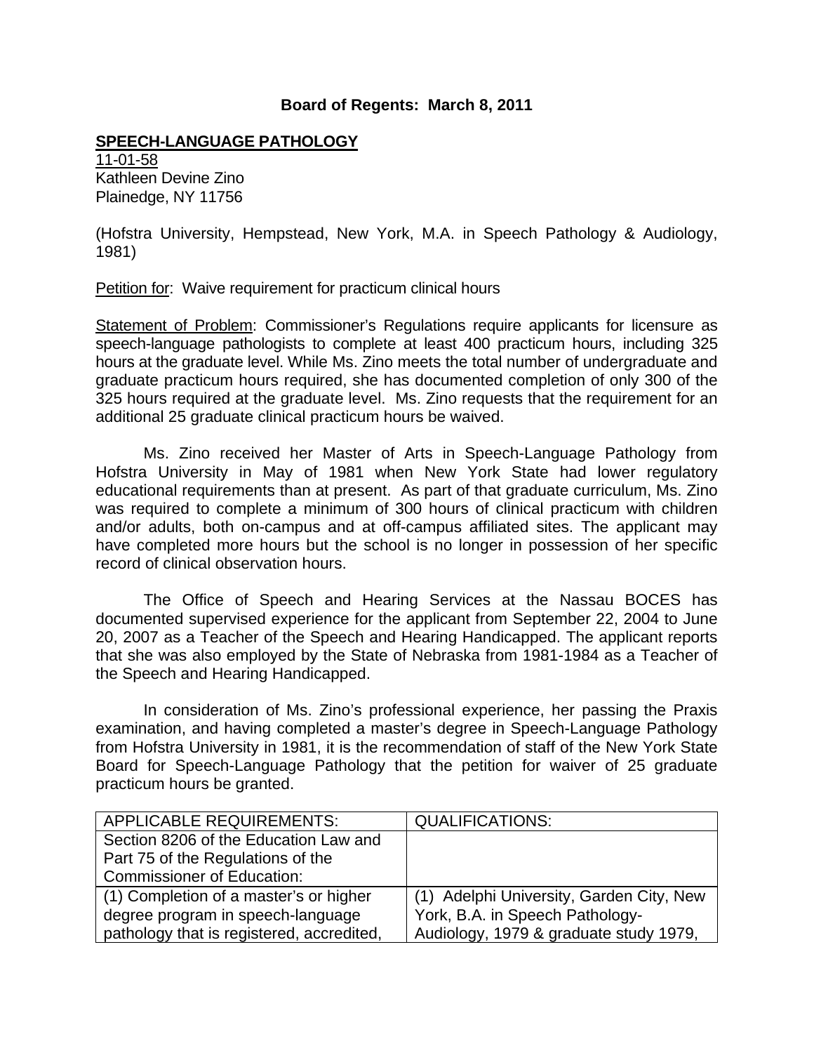**Board of Regents: March 8, 2011**

**SPEECH-LANGUAGE PATHOLOGY**

11-01-58
Kathleen Devine Zino
Plainedge, NY 11756

(Hofstra University, Hempstead, New York, M.A. in Speech Pathology & Audiology, 1981)

Petition for: Waive requirement for practicum clinical hours

Statement of Problem: Commissioner's Regulations require applicants for licensure as speech-language pathologists to complete at least 400 practicum hours, including 325 hours at the graduate level. While Ms. Zino meets the total number of undergraduate and graduate practicum hours required, she has documented completion of only 300 of the 325 hours required at the graduate level. Ms. Zino requests that the requirement for an additional 25 graduate clinical practicum hours be waived.

Ms. Zino received her Master of Arts in Speech-Language Pathology from Hofstra University in May of 1981 when New York State had lower regulatory educational requirements than at present. As part of that graduate curriculum, Ms. Zino was required to complete a minimum of 300 hours of clinical practicum with children and/or adults, both on-campus and at off-campus affiliated sites. The applicant may have completed more hours but the school is no longer in possession of her specific record of clinical observation hours.

The Office of Speech and Hearing Services at the Nassau BOCES has documented supervised experience for the applicant from September 22, 2004 to June 20, 2007 as a Teacher of the Speech and Hearing Handicapped. The applicant reports that she was also employed by the State of Nebraska from 1981-1984 as a Teacher of the Speech and Hearing Handicapped.

In consideration of Ms. Zino's professional experience, her passing the Praxis examination, and having completed a master's degree in Speech-Language Pathology from Hofstra University in 1981, it is the recommendation of staff of the New York State Board for Speech-Language Pathology that the petition for waiver of 25 graduate practicum hours be granted.

| APPLICABLE REQUIREMENTS: | QUALIFICATIONS: |
|---|---|
| Section 8206 of the Education Law and Part 75 of the Regulations of the Commissioner of Education: | |
| (1) Completion of a master's or higher degree program in speech-language pathology that is registered, accredited, | (1) Adelphi University, Garden City, New York, B.A. in Speech Pathology-Audiology, 1979 & graduate study 1979, |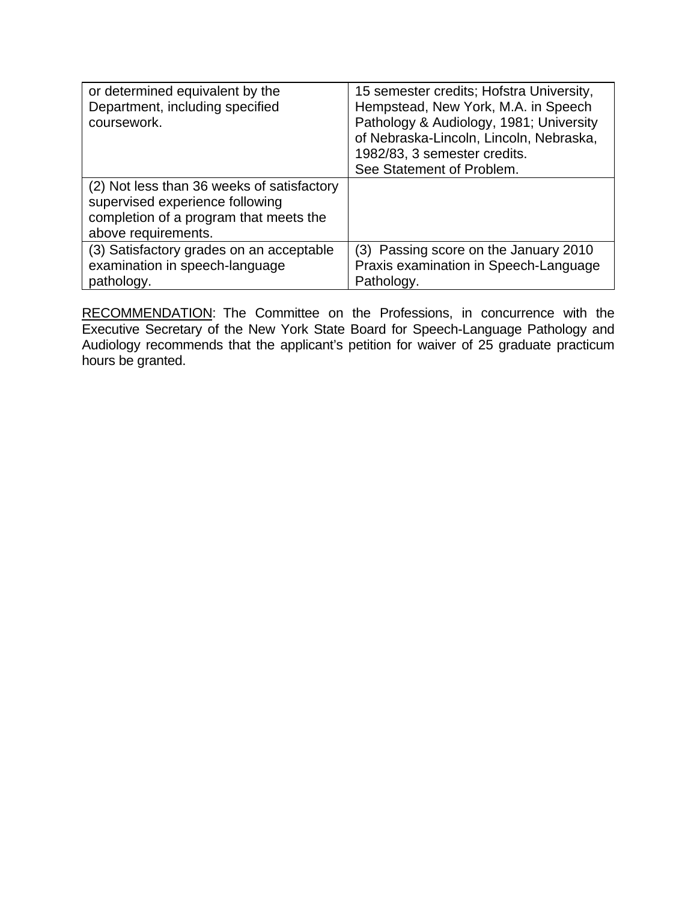| | |
|---|---|
| or determined equivalent by the Department, including specified coursework. | 15 semester credits; Hofstra University, Hempstead, New York, M.A. in Speech Pathology & Audiology, 1981; University of Nebraska-Lincoln, Lincoln, Nebraska, 1982/83, 3 semester credits.<br>See Statement of Problem. |
| (2) Not less than 36 weeks of satisfactory supervised experience following completion of a program that meets the above requirements. | |
| (3) Satisfactory grades on an acceptable examination in speech-language pathology. | (3) Passing score on the January 2010 Praxis examination in Speech-Language Pathology. |

<u>RECOMMENDATION</u>: The Committee on the Professions, in concurrence with the Executive Secretary of the New York State Board for Speech-Language Pathology and Audiology recommends that the applicant's petition for waiver of 25 graduate practicum hours be granted.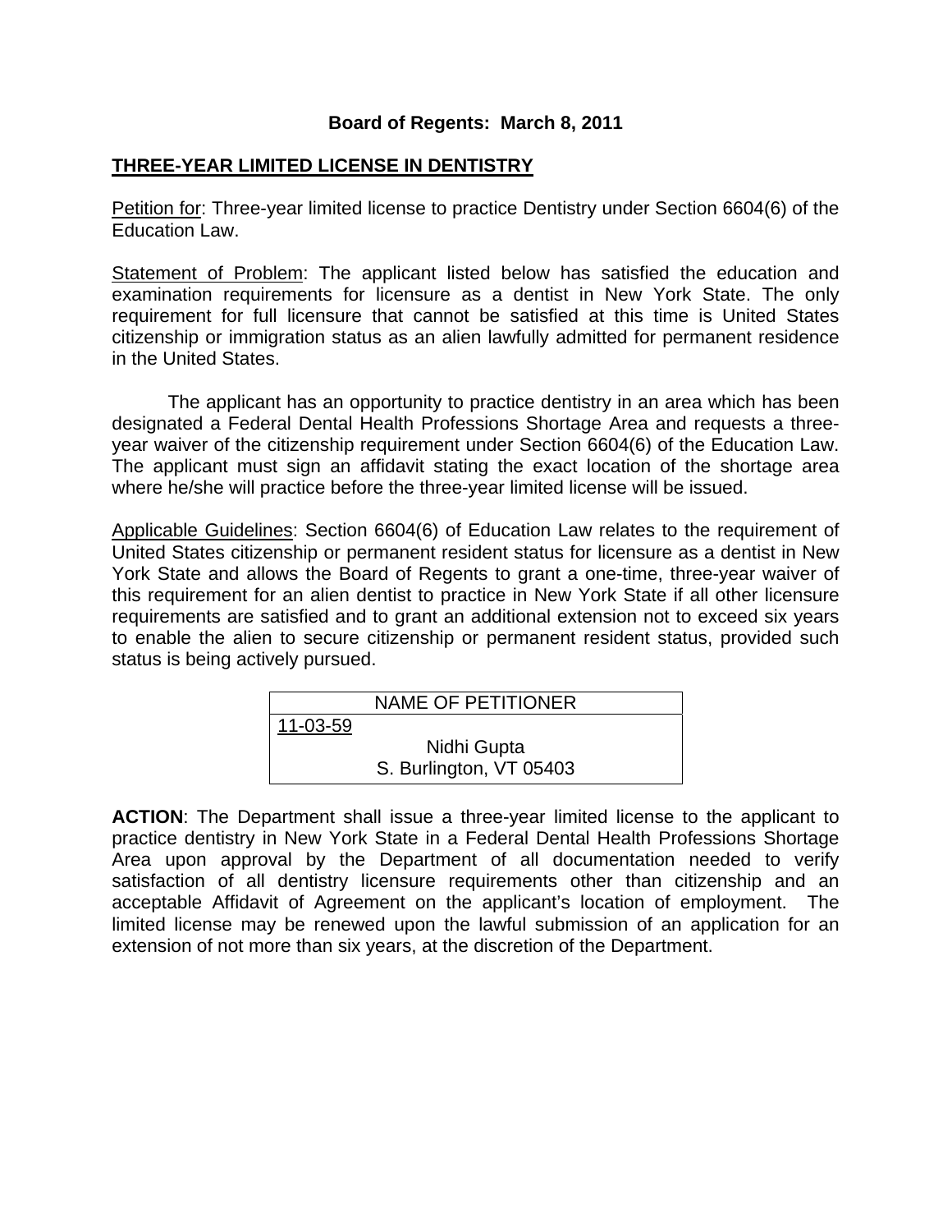**Board of Regents: March 8, 2011**

**THREE-YEAR LIMITED LICENSE IN DENTISTRY**

Petition for: Three-year limited license to practice Dentistry under Section 6604(6) of the Education Law.

Statement of Problem: The applicant listed below has satisfied the education and examination requirements for licensure as a dentist in New York State. The only requirement for full licensure that cannot be satisfied at this time is United States citizenship or immigration status as an alien lawfully admitted for permanent residence in the United States.

The applicant has an opportunity to practice dentistry in an area which has been designated a Federal Dental Health Professions Shortage Area and requests a three-year waiver of the citizenship requirement under Section 6604(6) of the Education Law. The applicant must sign an affidavit stating the exact location of the shortage area where he/she will practice before the three-year limited license will be issued.

Applicable Guidelines: Section 6604(6) of Education Law relates to the requirement of United States citizenship or permanent resident status for licensure as a dentist in New York State and allows the Board of Regents to grant a one-time, three-year waiver of this requirement for an alien dentist to practice in New York State if all other licensure requirements are satisfied and to grant an additional extension not to exceed six years to enable the alien to secure citizenship or permanent resident status, provided such status is being actively pursued.

| NAME OF PETITIONER |
| --- |
| 11-03-59<br>Nidhi Gupta<br>S. Burlington, VT 05403 |

**ACTION**: The Department shall issue a three-year limited license to the applicant to practice dentistry in New York State in a Federal Dental Health Professions Shortage Area upon approval by the Department of all documentation needed to verify satisfaction of all dentistry licensure requirements other than citizenship and an acceptable Affidavit of Agreement on the applicant's location of employment. The limited license may be renewed upon the lawful submission of an application for an extension of not more than six years, at the discretion of the Department.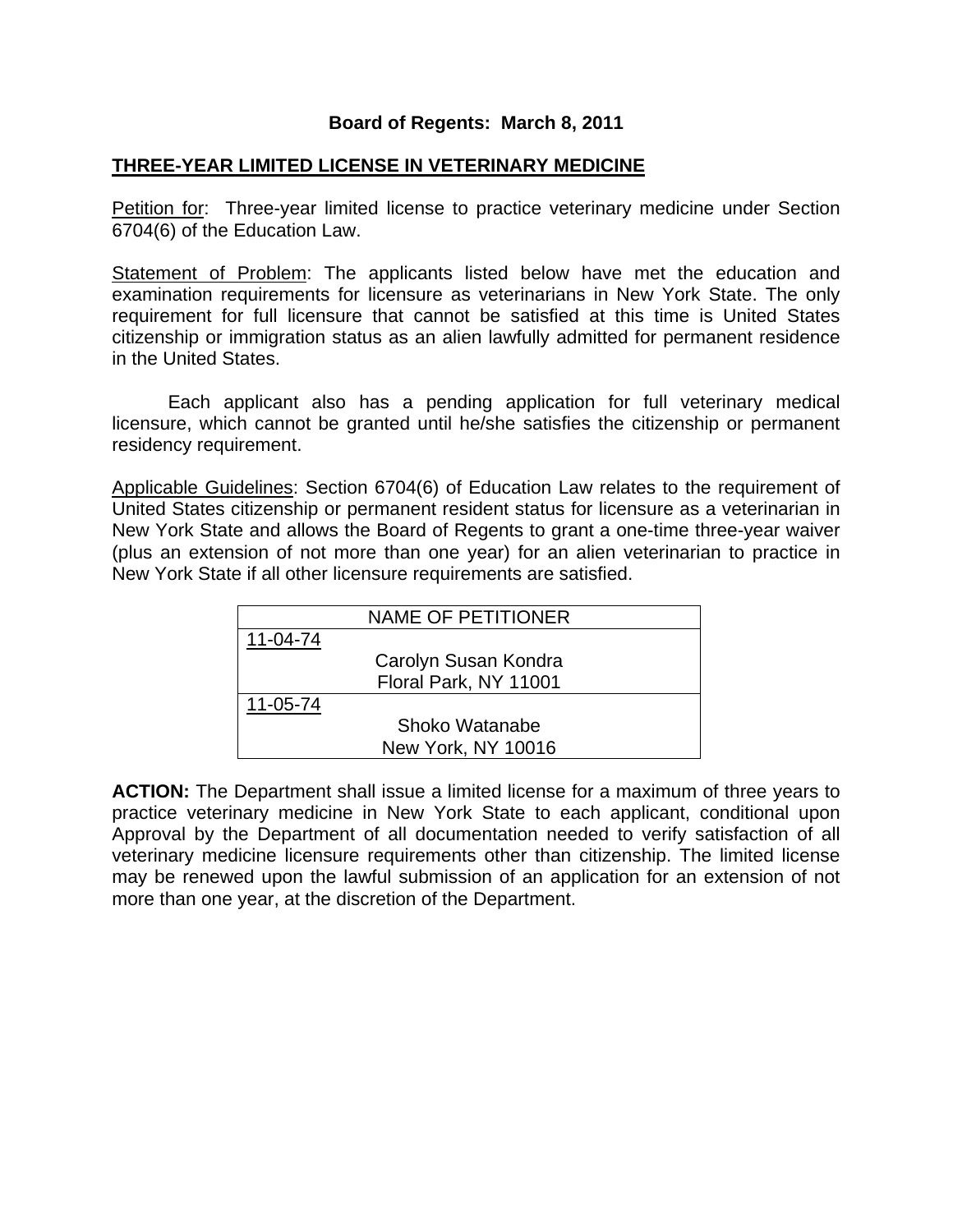**Board of Regents: March 8, 2011**

**THREE-YEAR LIMITED LICENSE IN VETERINARY MEDICINE**

Petition for: Three-year limited license to practice veterinary medicine under Section 6704(6) of the Education Law.

Statement of Problem: The applicants listed below have met the education and examination requirements for licensure as veterinarians in New York State. The only requirement for full licensure that cannot be satisfied at this time is United States citizenship or immigration status as an alien lawfully admitted for permanent residence in the United States.

Each applicant also has a pending application for full veterinary medical licensure, which cannot be granted until he/she satisfies the citizenship or permanent residency requirement.

Applicable Guidelines: Section 6704(6) of Education Law relates to the requirement of United States citizenship or permanent resident status for licensure as a veterinarian in New York State and allows the Board of Regents to grant a one-time three-year waiver (plus an extension of not more than one year) for an alien veterinarian to practice in New York State if all other licensure requirements are satisfied.

| NAME OF PETITIONER |
|---|
| 11-04-74 |
| Carolyn Susan Kondra<br>Floral Park, NY 11001 |
| 11-05-74 |
| Shoko Watanabe<br>New York, NY 10016 |

**ACTION:** The Department shall issue a limited license for a maximum of three years to practice veterinary medicine in New York State to each applicant, conditional upon Approval by the Department of all documentation needed to verify satisfaction of all veterinary medicine licensure requirements other than citizenship. The limited license may be renewed upon the lawful submission of an application for an extension of not more than one year, at the discretion of the Department.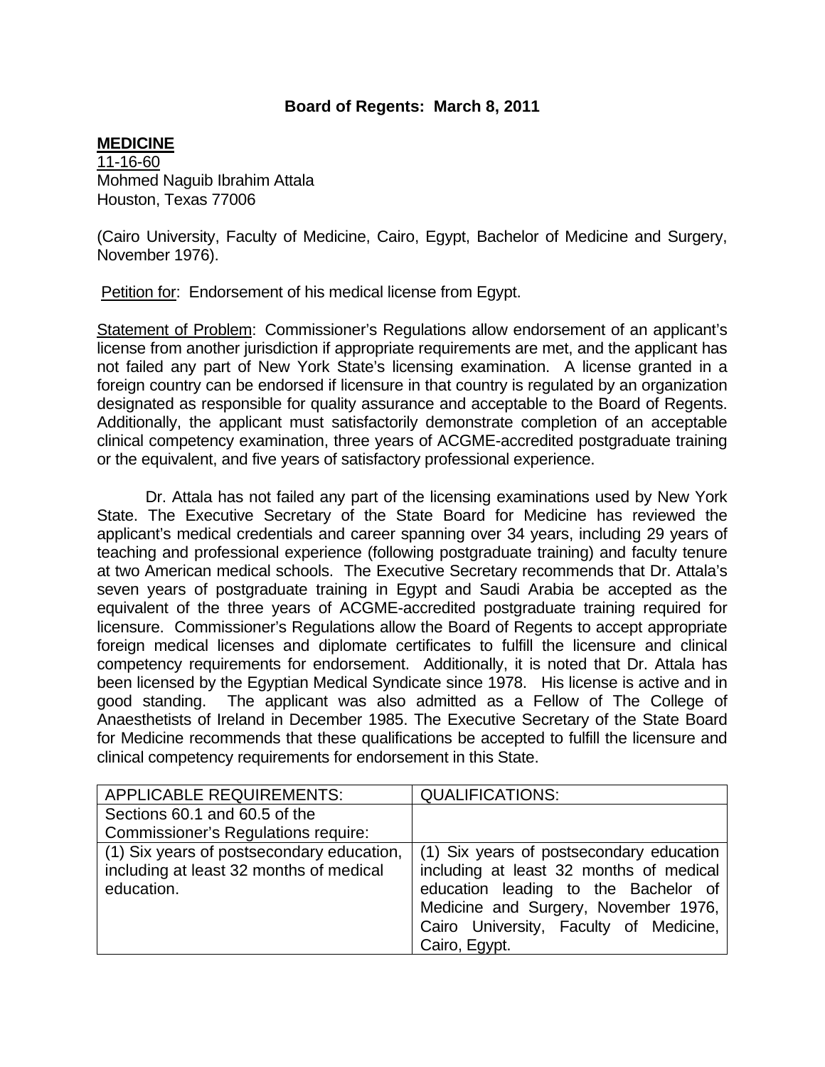**Board of Regents: March 8, 2011**

**MEDICINE**

11-16-60
Mohmed Naguib Ibrahim Attala
Houston, Texas 77006

(Cairo University, Faculty of Medicine, Cairo, Egypt, Bachelor of Medicine and Surgery, November 1976).

Petition for: Endorsement of his medical license from Egypt.

Statement of Problem: Commissioner's Regulations allow endorsement of an applicant's license from another jurisdiction if appropriate requirements are met, and the applicant has not failed any part of New York State's licensing examination. A license granted in a foreign country can be endorsed if licensure in that country is regulated by an organization designated as responsible for quality assurance and acceptable to the Board of Regents. Additionally, the applicant must satisfactorily demonstrate completion of an acceptable clinical competency examination, three years of ACGME-accredited postgraduate training or the equivalent, and five years of satisfactory professional experience.

Dr. Attala has not failed any part of the licensing examinations used by New York State. The Executive Secretary of the State Board for Medicine has reviewed the applicant's medical credentials and career spanning over 34 years, including 29 years of teaching and professional experience (following postgraduate training) and faculty tenure at two American medical schools. The Executive Secretary recommends that Dr. Attala's seven years of postgraduate training in Egypt and Saudi Arabia be accepted as the equivalent of the three years of ACGME-accredited postgraduate training required for licensure. Commissioner's Regulations allow the Board of Regents to accept appropriate foreign medical licenses and diplomate certificates to fulfill the licensure and clinical competency requirements for endorsement. Additionally, it is noted that Dr. Attala has been licensed by the Egyptian Medical Syndicate since 1978. His license is active and in good standing. The applicant was also admitted as a Fellow of The College of Anaesthetists of Ireland in December 1985. The Executive Secretary of the State Board for Medicine recommends that these qualifications be accepted to fulfill the licensure and clinical competency requirements for endorsement in this State.

| APPLICABLE REQUIREMENTS: | QUALIFICATIONS: |
|---|---|
| Sections 60.1 and 60.5 of the Commissioner's Regulations require: | |
| (1) Six years of postsecondary education, including at least 32 months of medical education. | (1) Six years of postsecondary education including at least 32 months of medical education leading to the Bachelor of Medicine and Surgery, November 1976, Cairo University, Faculty of Medicine, Cairo, Egypt. |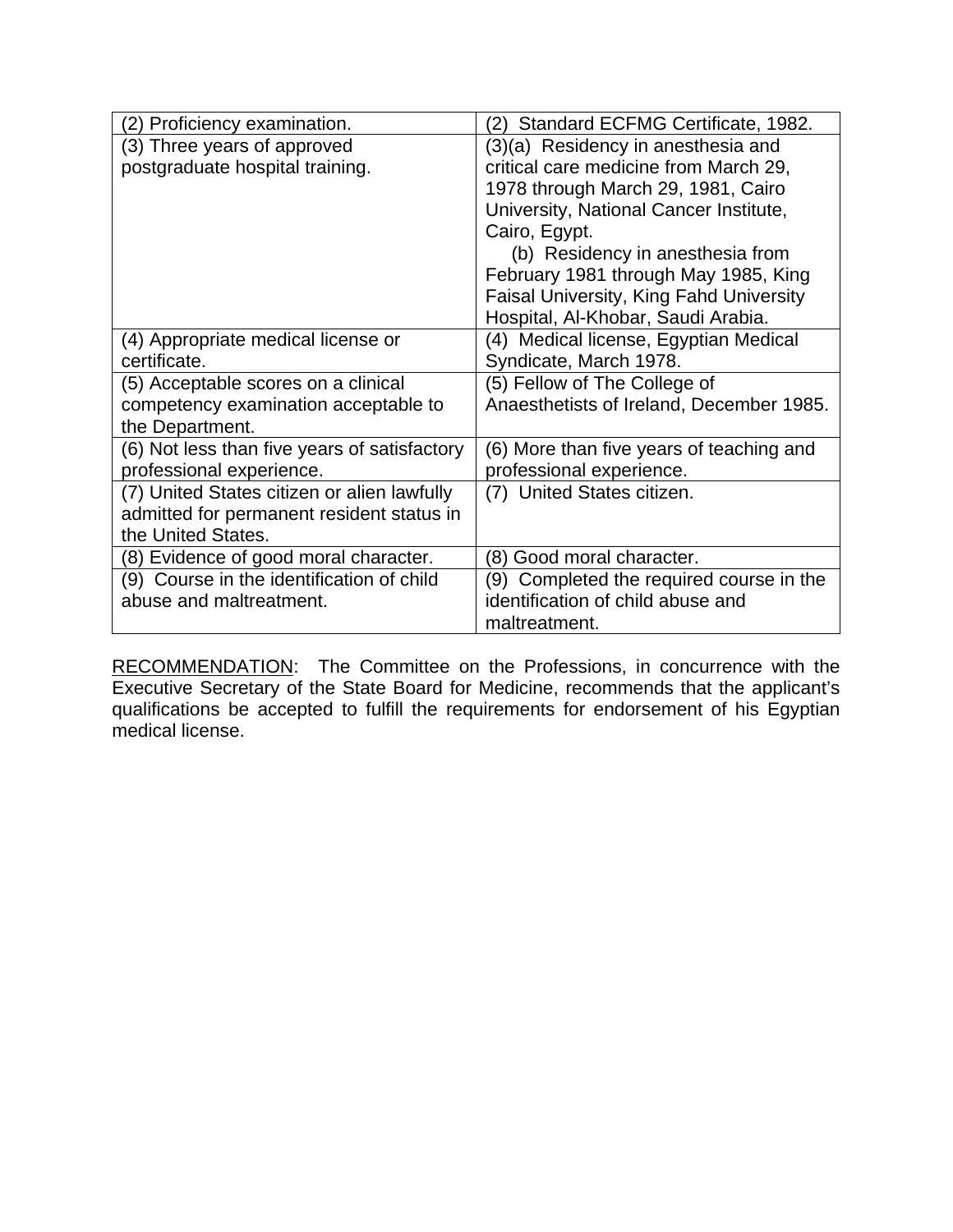| | |
|---|---|
| (2) Proficiency examination. | (2) Standard ECFMG Certificate, 1982. |
| (3) Three years of approved postgraduate hospital training. | (3)(a) Residency in anesthesia and critical care medicine from March 29, 1978 through March 29, 1981, Cairo University, National Cancer Institute, Cairo, Egypt.<br>(b) Residency in anesthesia from February 1981 through May 1985, King Faisal University, King Fahd University Hospital, Al-Khobar, Saudi Arabia. |
| (4) Appropriate medical license or certificate. | (4) Medical license, Egyptian Medical Syndicate, March 1978. |
| (5) Acceptable scores on a clinical competency examination acceptable to the Department. | (5) Fellow of The College of Anaesthetists of Ireland, December 1985. |
| (6) Not less than five years of satisfactory professional experience. | (6) More than five years of teaching and professional experience. |
| (7) United States citizen or alien lawfully admitted for permanent resident status in the United States. | (7) United States citizen. |
| (8) Evidence of good moral character. | (8) Good moral character. |
| (9) Course in the identification of child abuse and maltreatment. | (9) Completed the required course in the identification of child abuse and maltreatment. |

RECOMMENDATION: The Committee on the Professions, in concurrence with the Executive Secretary of the State Board for Medicine, recommends that the applicant's qualifications be accepted to fulfill the requirements for endorsement of his Egyptian medical license.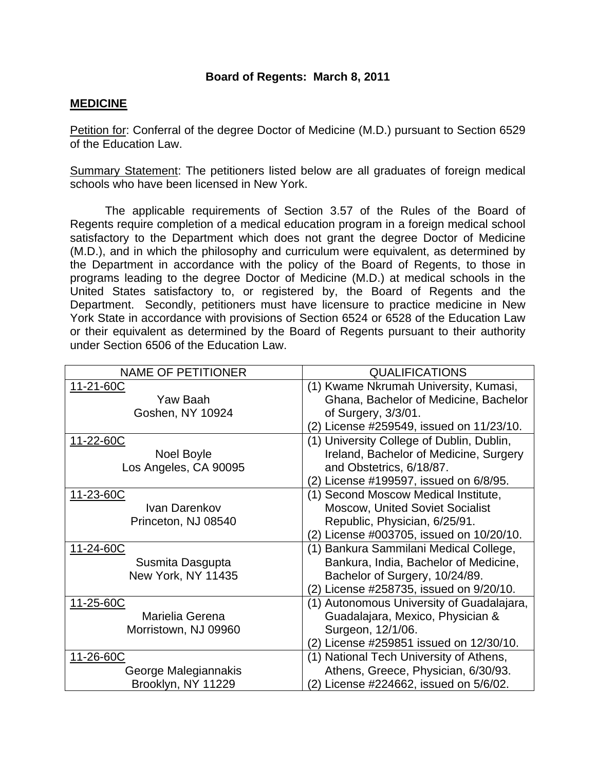**Board of Regents: March 8, 2011**

## MEDICINE

Petition for: Conferral of the degree Doctor of Medicine (M.D.) pursuant to Section 6529 of the Education Law.

Summary Statement: The petitioners listed below are all graduates of foreign medical schools who have been licensed in New York.

The applicable requirements of Section 3.57 of the Rules of the Board of Regents require completion of a medical education program in a foreign medical school satisfactory to the Department which does not grant the degree Doctor of Medicine (M.D.), and in which the philosophy and curriculum were equivalent, as determined by the Department in accordance with the policy of the Board of Regents, to those in programs leading to the degree Doctor of Medicine (M.D.) at medical schools in the United States satisfactory to, or registered by, the Board of Regents and the Department. Secondly, petitioners must have licensure to practice medicine in New York State in accordance with provisions of Section 6524 or 6528 of the Education Law or their equivalent as determined by the Board of Regents pursuant to their authority under Section 6506 of the Education Law.

| NAME OF PETITIONER | QUALIFICATIONS |
|---|---|
| 11-21-60C<br>Yaw Baah<br>Goshen, NY 10924 | (1) Kwame Nkrumah University, Kumasi, Ghana, Bachelor of Medicine, Bachelor of Surgery, 3/3/01.<br>(2) License #259549, issued on 11/23/10. |
| 11-22-60C<br>Noel Boyle<br>Los Angeles, CA 90095 | (1) University College of Dublin, Dublin, Ireland, Bachelor of Medicine, Surgery and Obstetrics, 6/18/87.<br>(2) License #199597, issued on 6/8/95. |
| 11-23-60C<br>Ivan Darenkov<br>Princeton, NJ 08540 | (1) Second Moscow Medical Institute, Moscow, United Soviet Socialist Republic, Physician, 6/25/91.<br>(2) License #003705, issued on 10/20/10. |
| 11-24-60C<br>Susmita Dasgupta<br>New York, NY 11435 | (1) Bankura Sammilani Medical College, Bankura, India, Bachelor of Medicine, Bachelor of Surgery, 10/24/89.<br>(2) License #258735, issued on 9/20/10. |
| 11-25-60C<br>Marielia Gerena<br>Morristown, NJ 09960 | (1) Autonomous University of Guadalajara, Guadalajara, Mexico, Physician & Surgeon, 12/1/06.<br>(2) License #259851 issued on 12/30/10. |
| 11-26-60C<br>George Malegiannakis<br>Brooklyn, NY 11229 | (1) National Tech University of Athens, Athens, Greece, Physician, 6/30/93.<br>(2) License #224662, issued on 5/6/02. |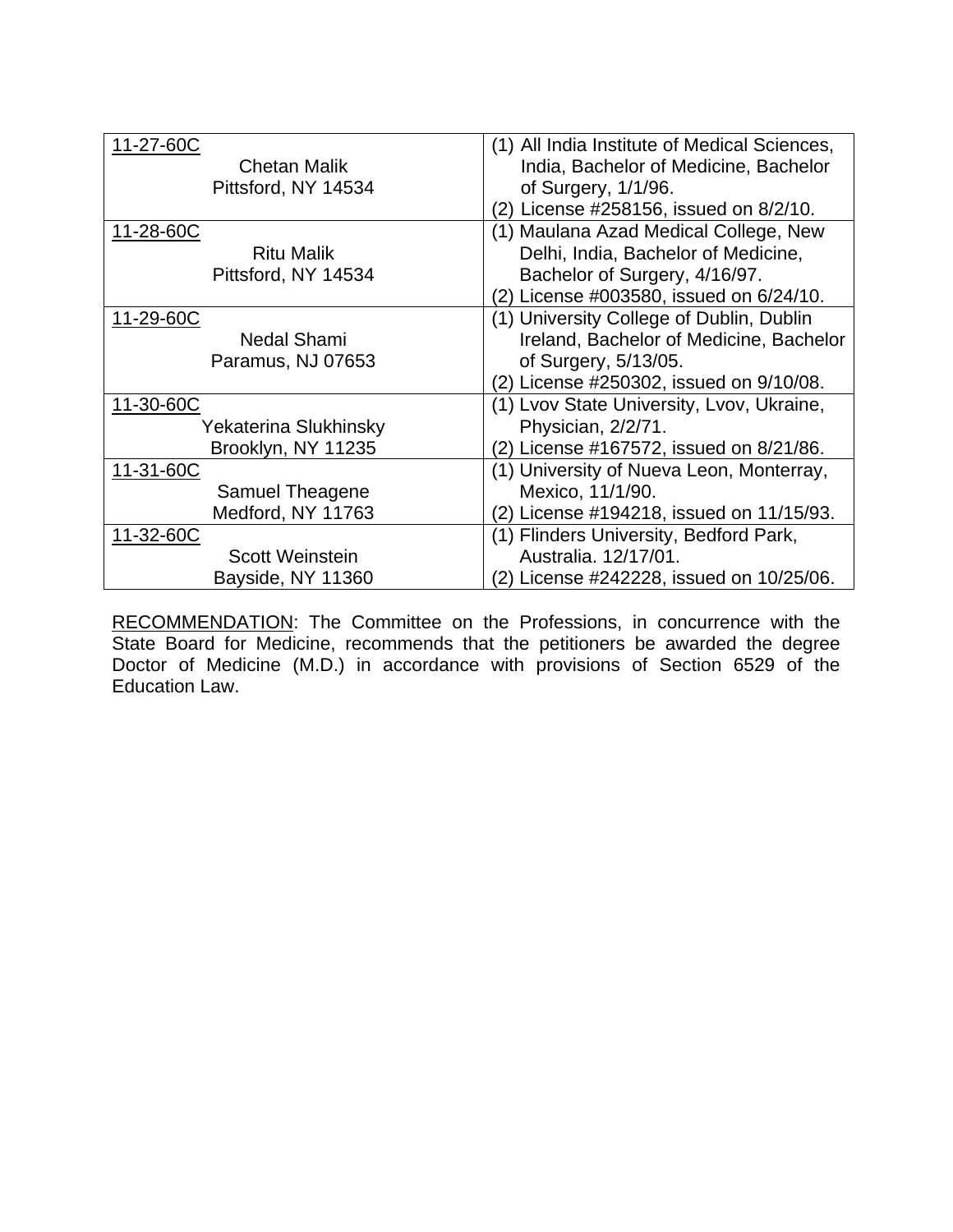| | |
|---|---|
| 11-27-60C<br>Chetan Malik<br>Pittsford, NY 14534 | (1) All India Institute of Medical Sciences, India, Bachelor of Medicine, Bachelor of Surgery, 1/1/96.<br>(2) License #258156, issued on 8/2/10. |
| 11-28-60C<br>Ritu Malik<br>Pittsford, NY 14534 | (1) Maulana Azad Medical College, New Delhi, India, Bachelor of Medicine, Bachelor of Surgery, 4/16/97.<br>(2) License #003580, issued on 6/24/10. |
| 11-29-60C<br>Nedal Shami<br>Paramus, NJ 07653 | (1) University College of Dublin, Dublin Ireland, Bachelor of Medicine, Bachelor of Surgery, 5/13/05.<br>(2) License #250302, issued on 9/10/08. |
| 11-30-60C<br>Yekaterina Slukhinsky<br>Brooklyn, NY 11235 | (1) Lvov State University, Lvov, Ukraine, Physician, 2/2/71.<br>(2) License #167572, issued on 8/21/86. |
| 11-31-60C<br>Samuel Theagene<br>Medford, NY 11763 | (1) University of Nueva Leon, Monterray, Mexico, 11/1/90.<br>(2) License #194218, issued on 11/15/93. |
| 11-32-60C<br>Scott Weinstein<br>Bayside, NY 11360 | (1) Flinders University, Bedford Park, Australia. 12/17/01.<br>(2) License #242228, issued on 10/25/06. |

RECOMMENDATION: The Committee on the Professions, in concurrence with the State Board for Medicine, recommends that the petitioners be awarded the degree Doctor of Medicine (M.D.) in accordance with provisions of Section 6529 of the Education Law.